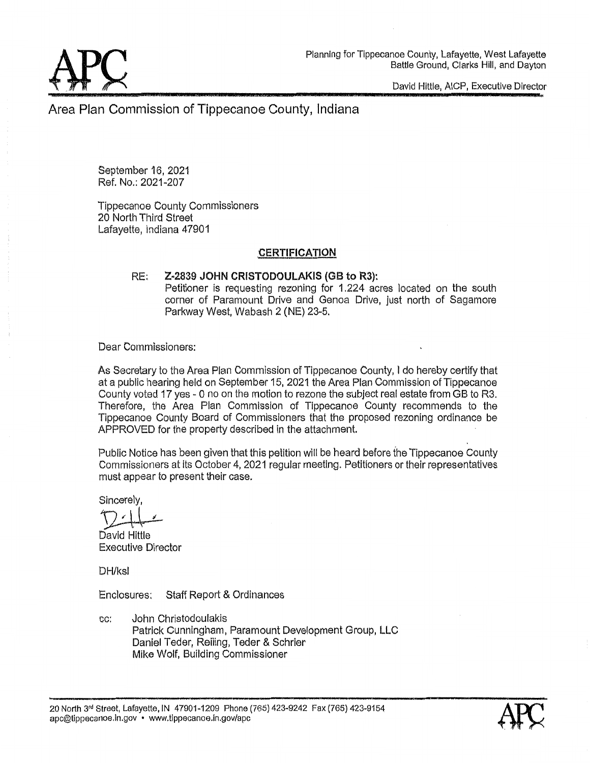Planning for Tippecanoe County, Lafayette, West Lafayette
Battle Ground, Clarks Hill, and Dayton

David Hittle, AICP, Executive Director

# Area Plan Commission of Tippecanoe County, Indiana

September 16, 2021
Ref. No.: 2021-207

Tippecanoe County Commissioners
20 North Third Street
Lafayette, Indiana 47901

## CERTIFICATION

RE: **Z-2839 JOHN CRISTODOULAKIS (GB to R3):**
Petitioner is requesting rezoning for 1.224 acres located on the south corner of Paramount Drive and Genoa Drive, just north of Sagamore Parkway West, Wabash 2 (NE) 23-5.

Dear Commissioners:

As Secretary to the Area Plan Commission of Tippecanoe County, I do hereby certify that at a public hearing held on September 15, 2021 the Area Plan Commission of Tippecanoe County voted 17 yes - 0 no on the motion to rezone the subject real estate from GB to R3. Therefore, the Area Plan Commission of Tippecanoe County recommends to the Tippecanoe County Board of Commissioners that the proposed rezoning ordinance be APPROVED for the property described in the attachment.

Public Notice has been given that this petition will be heard before the Tippecanoe County Commissioners at its October 4, 2021 regular meeting. Petitioners or their representatives must appear to present their case.

Sincerely,

David Hittle
Executive Director

DH/ksl

Enclosures: Staff Report & Ordinances

cc: John Christodoulakis
Patrick Cunningham, Paramount Development Group, LLC
Daniel Teder, Reiling, Teder & Schrier
Mike Wolf, Building Commissioner

20 North 3rd Street, Lafayette, IN 47901-1209 Phone (765) 423-9242 Fax (765) 423-9154
apc@tippecanoe.in.gov • www.tippecanoe.in.gov/apc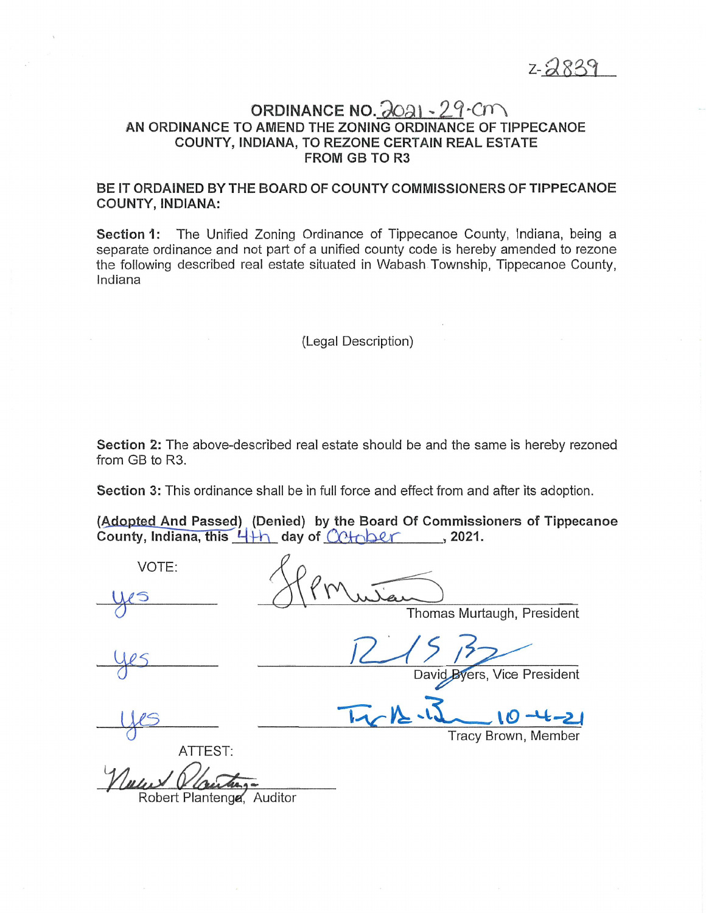Z-2839

# ORDINANCE NO. 2021-29-CM

## AN ORDINANCE TO AMEND THE ZONING ORDINANCE OF TIPPECANOE COUNTY, INDIANA, TO REZONE CERTAIN REAL ESTATE FROM GB TO R3

**BE IT ORDAINED BY THE BOARD OF COUNTY COMMISSIONERS OF TIPPECANOE COUNTY, INDIANA:**

**Section 1:** The Unified Zoning Ordinance of Tippecanoe County, Indiana, being a separate ordinance and not part of a unified county code is hereby amended to rezone the following described real estate situated in Wabash Township, Tippecanoe County, Indiana

(Legal Description)

**Section 2:** The above-described real estate should be and the same is hereby rezoned from GB to R3.

**Section 3:** This ordinance shall be in full force and effect from and after its adoption.

**(Adopted And Passed) (Denied) by the Board Of Commissioners of Tippecanoe County, Indiana, this 4th day of October, 2021.**

VOTE:

| Vote | Signature |
|---|---|
| yes | Thomas Murtaugh, President |
| yes | David Byers, Vice President |
| yes | Tracy Brown, Member (10-4-21) |

ATTEST:

Robert Plantenga, Auditor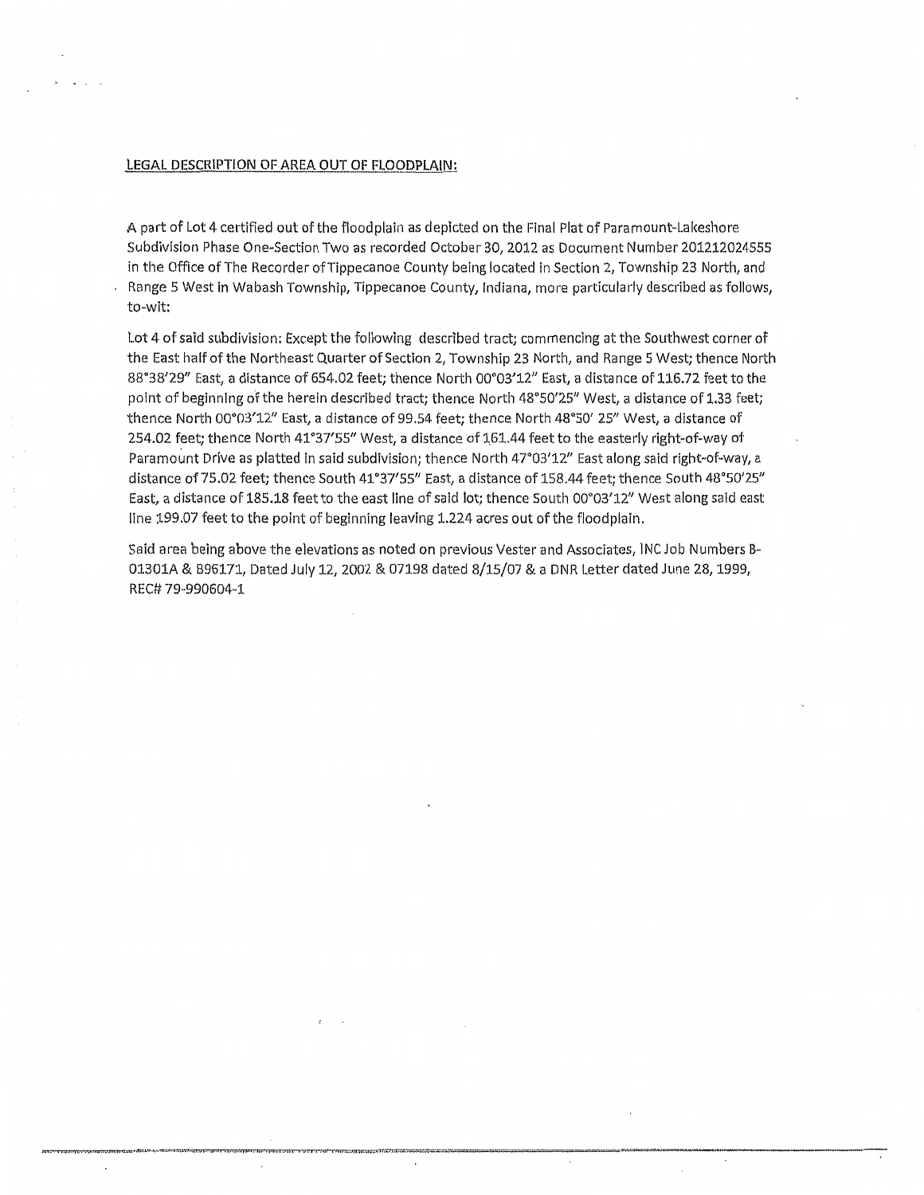LEGAL DESCRIPTION OF AREA OUT OF FLOODPLAIN:

A part of Lot 4 certified out of the floodplain as depicted on the Final Plat of Paramount-Lakeshore Subdivision Phase One-Section Two as recorded October 30, 2012 as Document Number 201212024555 in the Office of The Recorder of Tippecanoe County being located in Section 2, Township 23 North, and Range 5 West in Wabash Township, Tippecanoe County, Indiana, more particularly described as follows, to-wit:

Lot 4 of said subdivision: Except the following described tract; commencing at the Southwest corner of the East half of the Northeast Quarter of Section 2, Township 23 North, and Range 5 West; thence North 88°38'29" East, a distance of 654.02 feet; thence North 00°03'12" East, a distance of 116.72 feet to the point of beginning of the herein described tract; thence North 48°50'25" West, a distance of 1.33 feet; thence North 00°03'12" East, a distance of 99.54 feet; thence North 48°50' 25" West, a distance of 254.02 feet; thence North 41°37'55" West, a distance of 161.44 feet to the easterly right-of-way of Paramount Drive as platted in said subdivision; thence North 47°03'12" East along said right-of-way, a distance of 75.02 feet; thence South 41°37'55" East, a distance of 158.44 feet; thence South 48°50'25" East, a distance of 185.18 feet to the east line of said lot; thence South 00°03'12" West along said east line 199.07 feet to the point of beginning leaving 1.224 acres out of the floodplain.

Said area being above the elevations as noted on previous Vester and Associates, INC Job Numbers B-01301A & B96171, Dated July 12, 2002 & 07198 dated 8/15/07 & a DNR Letter dated June 28, 1999, REC# 79-990604-1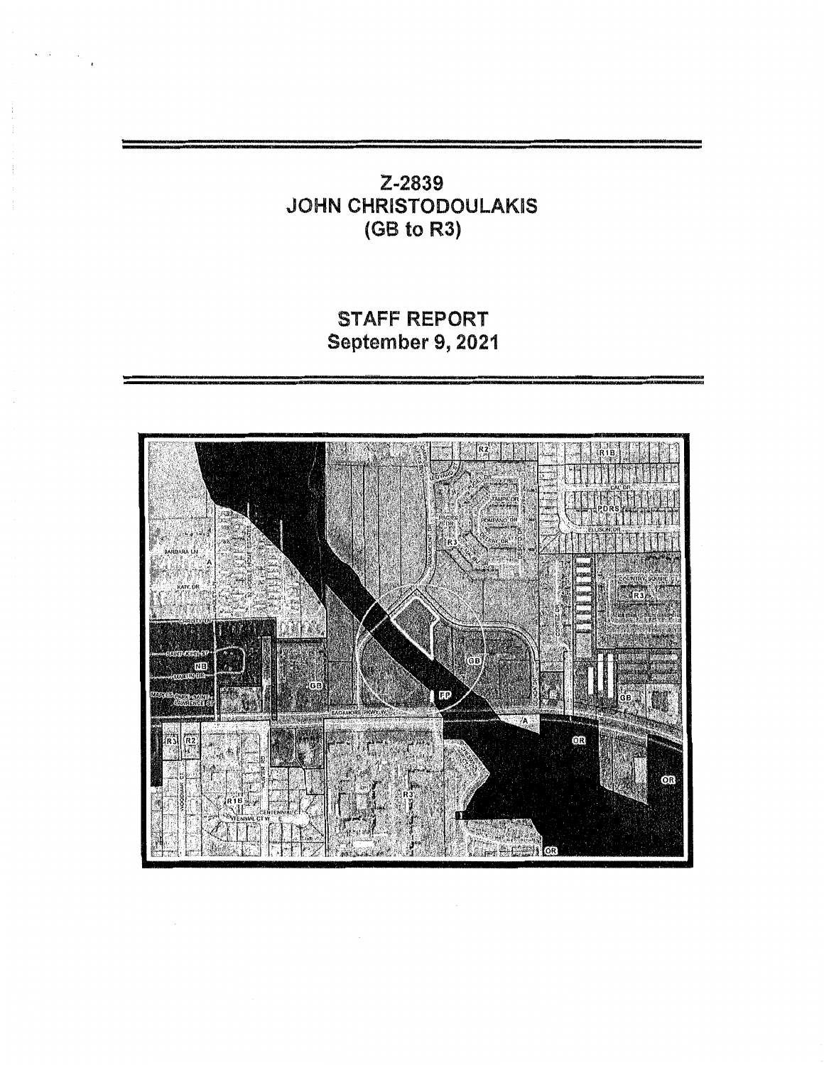# Z-2839
# JOHN CHRISTODOULAKIS
# (GB to R3)

## STAFF REPORT
## September 9, 2021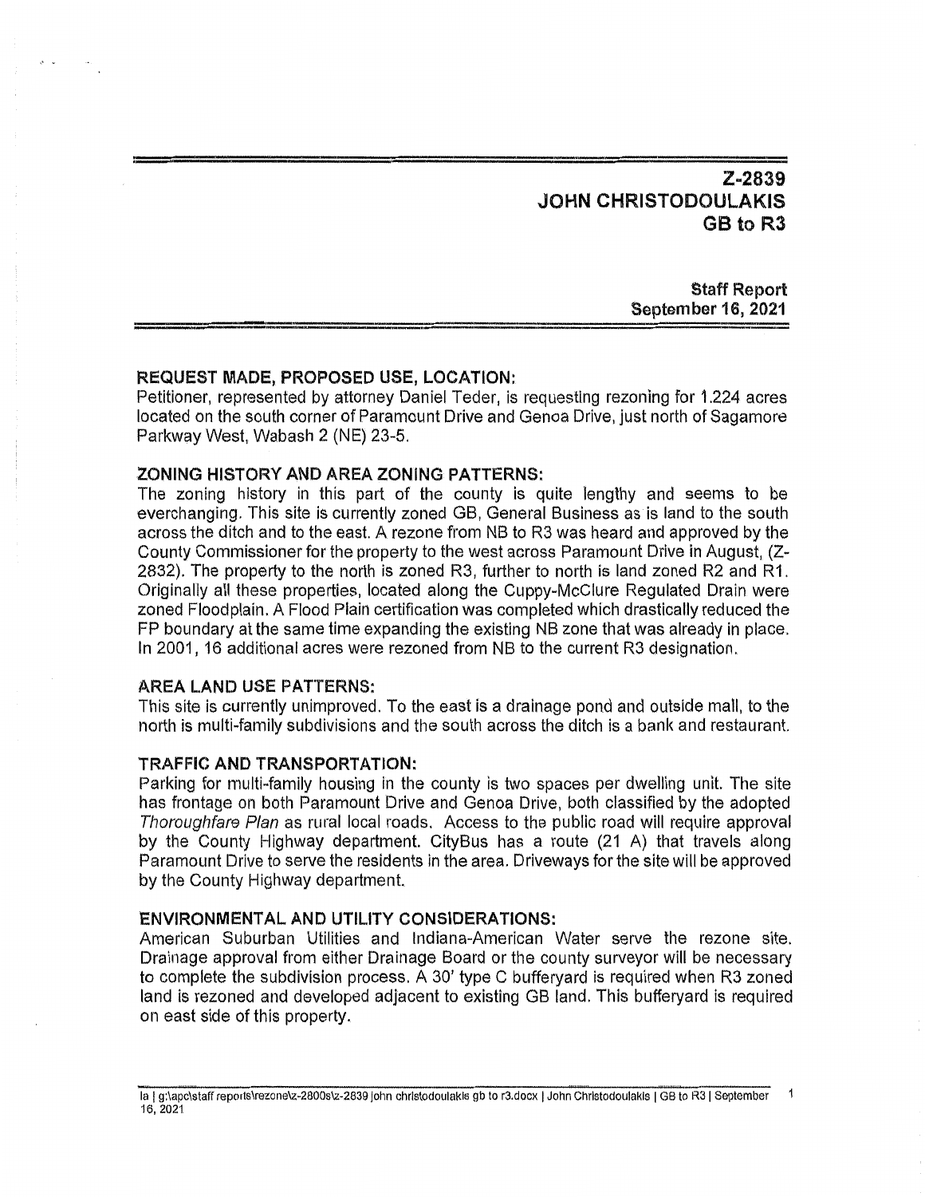## Z-2839
## JOHN CHRISTODOULAKIS
## GB to R3

**Staff Report**
**September 16, 2021**

### REQUEST MADE, PROPOSED USE, LOCATION:

Petitioner, represented by attorney Daniel Teder, is requesting rezoning for 1.224 acres located on the south corner of Paramount Drive and Genoa Drive, just north of Sagamore Parkway West, Wabash 2 (NE) 23-5.

### ZONING HISTORY AND AREA ZONING PATTERNS:

The zoning history in this part of the county is quite lengthy and seems to be everchanging. This site is currently zoned GB, General Business as is land to the south across the ditch and to the east. A rezone from NB to R3 was heard and approved by the County Commissioner for the property to the west across Paramount Drive in August, (Z-2832). The property to the north is zoned R3, further to north is land zoned R2 and R1. Originally all these properties, located along the Cuppy-McClure Regulated Drain were zoned Floodplain. A Flood Plain certification was completed which drastically reduced the FP boundary at the same time expanding the existing NB zone that was already in place. In 2001, 16 additional acres were rezoned from NB to the current R3 designation.

### AREA LAND USE PATTERNS:

This site is currently unimproved. To the east is a drainage pond and outside mall, to the north is multi-family subdivisions and the south across the ditch is a bank and restaurant.

### TRAFFIC AND TRANSPORTATION:

Parking for multi-family housing in the county is two spaces per dwelling unit. The site has frontage on both Paramount Drive and Genoa Drive, both classified by the adopted *Thoroughfare Plan* as rural local roads. Access to the public road will require approval by the County Highway department. CityBus has a route (21 A) that travels along Paramount Drive to serve the residents in the area. Driveways for the site will be approved by the County Highway department.

### ENVIRONMENTAL AND UTILITY CONSIDERATIONS:

American Suburban Utilities and Indiana-American Water serve the rezone site. Drainage approval from either Drainage Board or the county surveyor will be necessary to complete the subdivision process. A 30' type C bufferyard is required when R3 zoned land is rezoned and developed adjacent to existing GB land. This bufferyard is required on east side of this property.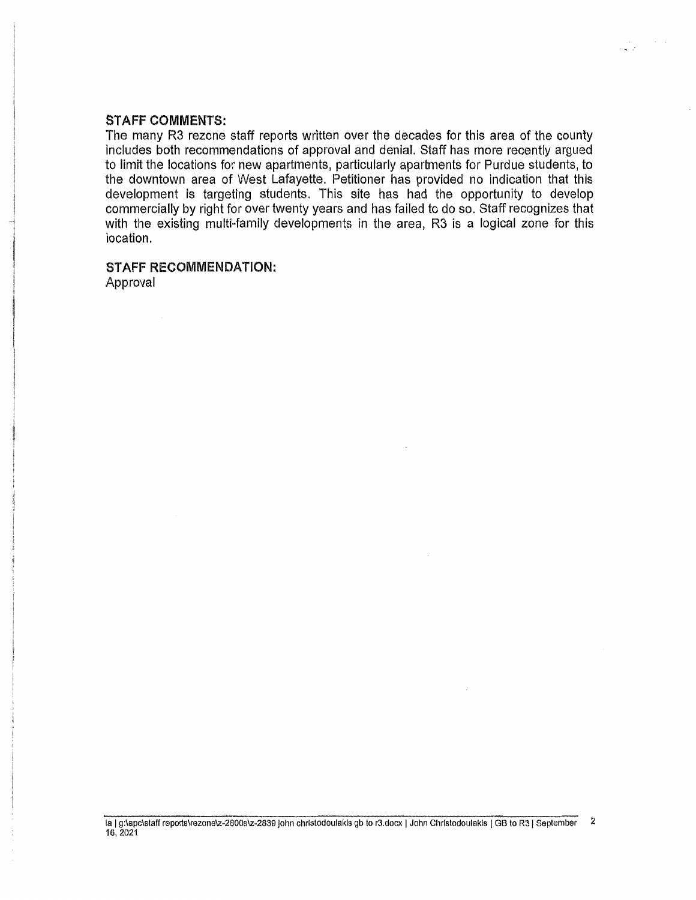**STAFF COMMENTS:**

The many R3 rezone staff reports written over the decades for this area of the county includes both recommendations of approval and denial. Staff has more recently argued to limit the locations for new apartments, particularly apartments for Purdue students, to the downtown area of West Lafayette. Petitioner has provided no indication that this development is targeting students. This site has had the opportunity to develop commercially by right for over twenty years and has failed to do so. Staff recognizes that with the existing multi-family developments in the area, R3 is a logical zone for this location.

**STAFF RECOMMENDATION:**

Approval